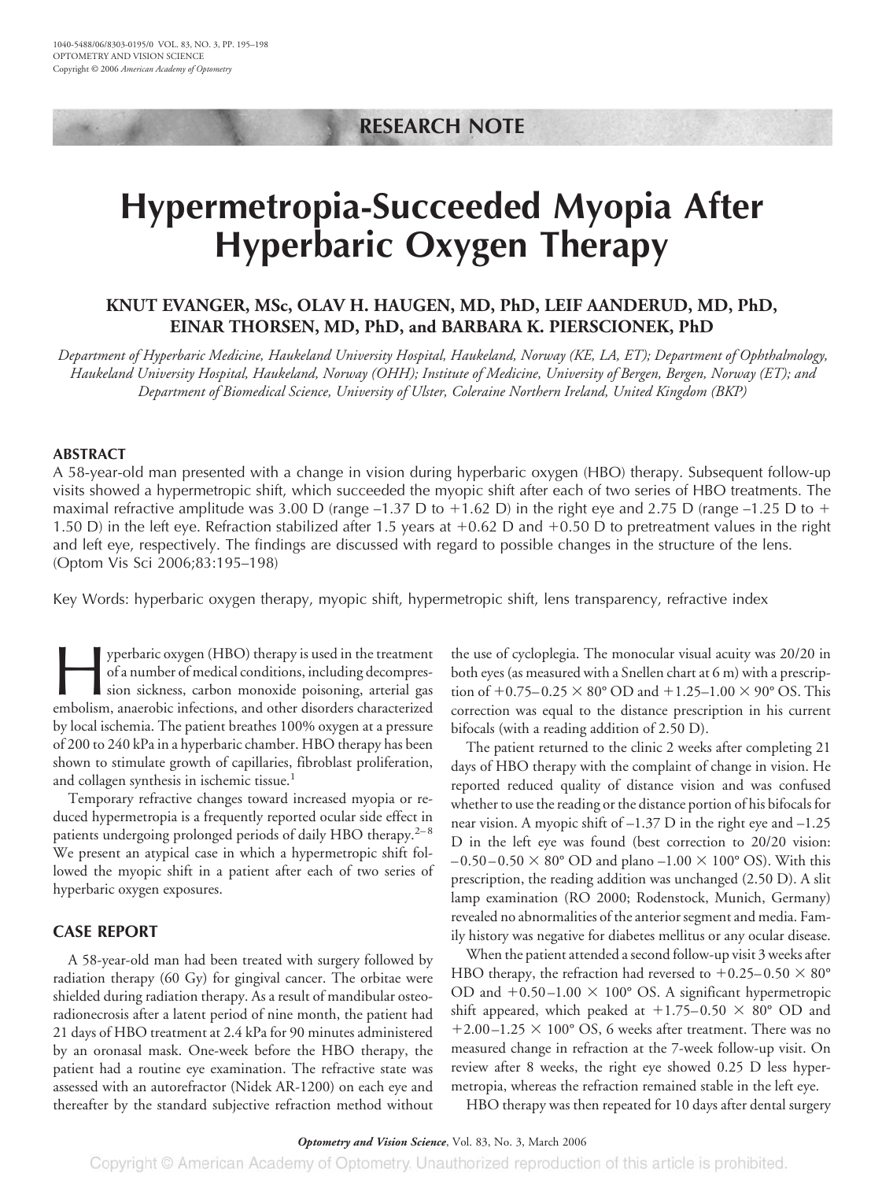RESEARCH NOTE

# Hypermetropia-Succeeded Myopia After Hyperbaric Oxygen Therapy

**KNUT EVANGER, MSc, OLAV H. HAUGEN, MD, PhD, LEIF AANDERUD, MD, PhD, EINAR THORSEN, MD, PhD, and BARBARA K. PIERSCIONEK, PhD**

*Department of Hyperbaric Medicine, Haukeland University Hospital, Haukeland, Norway (KE, LA, ET); Department of Ophthalmology, Haukeland University Hospital, Haukeland, Norway (OHH); Institute of Medicine, University of Bergen, Bergen, Norway (ET); and Department of Biomedical Science, University of Ulster, Coleraine Northern Ireland, United Kingdom (BKP)*

## ABSTRACT

A 58-year-old man presented with a change in vision during hyperbaric oxygen (HBO) therapy. Subsequent follow-up visits showed a hypermetropic shift, which succeeded the myopic shift after each of two series of HBO treatments. The maximal refractive amplitude was 3.00 D (range –1.37 D to +1.62 D) in the right eye and 2.75 D (range –1.25 D to + 1.50 D) in the left eye. Refraction stabilized after 1.5 years at +0.62 D and +0.50 D to pretreatment values in the right and left eye, respectively. The findings are discussed with regard to possible changes in the structure of the lens. (Optom Vis Sci 2006;83:195–198)

Key Words: hyperbaric oxygen therapy, myopic shift, hypermetropic shift, lens transparency, refractive index

Hyperbaric oxygen (HBO) therapy is used in the treatment of a number of medical conditions, including decompression sickness, carbon monoxide poisoning, arterial gas embolism, anaerobic infections, and other disorders characterized by local ischemia. The patient breathes 100% oxygen at a pressure of 200 to 240 kPa in a hyperbaric chamber. HBO therapy has been shown to stimulate growth of capillaries, fibroblast proliferation, and collagen synthesis in ischemic tissue.[1]

Temporary refractive changes toward increased myopia or reduced hypermetropia is a frequently reported ocular side effect in patients undergoing prolonged periods of daily HBO therapy.[2–8] We present an atypical case in which a hypermetropic shift followed the myopic shift in a patient after each of two series of hyperbaric oxygen exposures.

## CASE REPORT

A 58-year-old man had been treated with surgery followed by radiation therapy (60 Gy) for gingival cancer. The orbitae were shielded during radiation therapy. As a result of mandibular osteoradionecrosis after a latent period of nine month, the patient had 21 days of HBO treatment at 2.4 kPa for 90 minutes administered by an oronasal mask. One-week before the HBO therapy, the patient had a routine eye examination. The refractive state was assessed with an autorefractor (Nidek AR-1200) on each eye and thereafter by the standard subjective refraction method without the use of cycloplegia. The monocular visual acuity was 20/20 in both eyes (as measured with a Snellen chart at 6 m) with a prescription of +0.75–0.25 × 80° OD and +1.25–1.00 × 90° OS. This correction was equal to the distance prescription in his current bifocals (with a reading addition of 2.50 D).

The patient returned to the clinic 2 weeks after completing 21 days of HBO therapy with the complaint of change in vision. He reported reduced quality of distance vision and was confused whether to use the reading or the distance portion of his bifocals for near vision. A myopic shift of –1.37 D in the right eye and –1.25 D in the left eye was found (best correction to 20/20 vision: –0.50–0.50 × 80° OD and plano –1.00 × 100° OS). With this prescription, the reading addition was unchanged (2.50 D). A slit lamp examination (RO 2000; Rodenstock, Munich, Germany) revealed no abnormalities of the anterior segment and media. Family history was negative for diabetes mellitus or any ocular disease.

When the patient attended a second follow-up visit 3 weeks after HBO therapy, the refraction had reversed to +0.25–0.50 × 80° OD and +0.50–1.00 × 100° OS. A significant hypermetropic shift appeared, which peaked at +1.75–0.50 × 80° OD and +2.00–1.25 × 100° OS, 6 weeks after treatment. There was no measured change in refraction at the 7-week follow-up visit. On review after 8 weeks, the right eye showed 0.25 D less hypermetropia, whereas the refraction remained stable in the left eye.

HBO therapy was then repeated for 10 days after dental surgery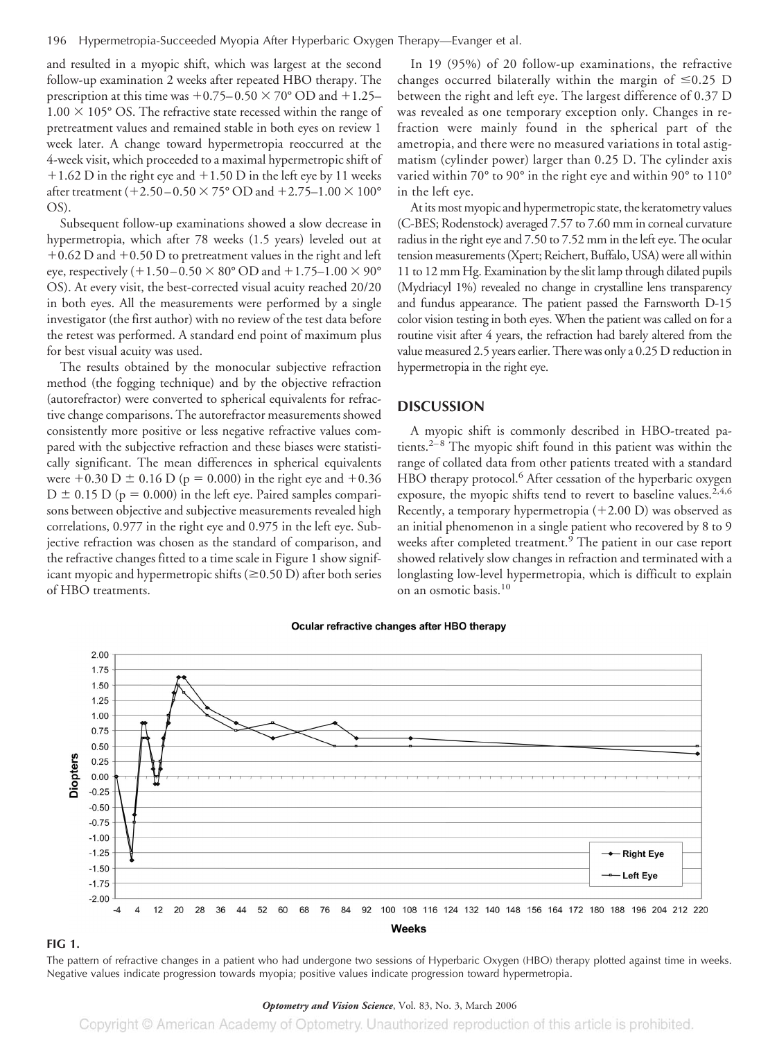and resulted in a myopic shift, which was largest at the second follow-up examination 2 weeks after repeated HBO therapy. The prescription at this time was +0.75–0.50 × 70° OD and +1.25–1.00 × 105° OS. The refractive state recessed within the range of pretreatment values and remained stable in both eyes on review 1 week later. A change toward hypermetropia reoccurred at the 4-week visit, which proceeded to a maximal hypermetropic shift of +1.62 D in the right eye and +1.50 D in the left eye by 11 weeks after treatment (+2.50–0.50 × 75° OD and +2.75–1.00 × 100° OS).

Subsequent follow-up examinations showed a slow decrease in hypermetropia, which after 78 weeks (1.5 years) leveled out at +0.62 D and +0.50 D to pretreatment values in the right and left eye, respectively (+1.50–0.50 × 80° OD and +1.75–1.00 × 90° OS). At every visit, the best-corrected visual acuity reached 20/20 in both eyes. All the measurements were performed by a single investigator (the first author) with no review of the test data before the retest was performed. A standard end point of maximum plus for best visual acuity was used.

The results obtained by the monocular subjective refraction method (the fogging technique) and by the objective refraction (autorefractor) were converted to spherical equivalents for refractive change comparisons. The autorefractor measurements showed consistently more positive or less negative refractive values compared with the subjective refraction and these biases were statistically significant. The mean differences in spherical equivalents were +0.30 D ± 0.16 D ($p = 0.000$) in the right eye and +0.36 D ± 0.15 D ($p = 0.000$) in the left eye. Paired samples comparisons between objective and subjective measurements revealed high correlations, 0.977 in the right eye and 0.975 in the left eye. Subjective refraction was chosen as the standard of comparison, and the refractive changes fitted to a time scale in Figure 1 show significant myopic and hypermetropic shifts (≥0.50 D) after both series of HBO treatments.

In 19 (95%) of 20 follow-up examinations, the refractive changes occurred bilaterally within the margin of ≤0.25 D between the right and left eye. The largest difference of 0.37 D was revealed as one temporary exception only. Changes in refraction were mainly found in the spherical part of the ametropia, and there were no measured variations in total astigmatism (cylinder power) larger than 0.25 D. The cylinder axis varied within 70° to 90° in the right eye and within 90° to 110° in the left eye.

At its most myopic and hypermetropic state, the keratometry values (C-BES; Rodenstock) averaged 7.57 to 7.60 mm in corneal curvature radius in the right eye and 7.50 to 7.52 mm in the left eye. The ocular tension measurements (Xpert; Reichert, Buffalo, USA) were all within 11 to 12 mm Hg. Examination by the slit lamp through dilated pupils (Mydriacyl 1%) revealed no change in crystalline lens transparency and fundus appearance. The patient passed the Farnsworth D-15 color vision testing in both eyes. When the patient was called on for a routine visit after 4 years, the refraction had barely altered from the value measured 2.5 years earlier. There was only a 0.25 D reduction in hypermetropia in the right eye.

## DISCUSSION

A myopic shift is commonly described in HBO-treated patients.[2–8] The myopic shift found in this patient was within the range of collated data from other patients treated with a standard HBO therapy protocol.[6] After cessation of the hyperbaric oxygen exposure, the myopic shifts tend to revert to baseline values.[2,4,6] Recently, a temporary hypermetropia (+2.00 D) was observed as an initial phenomenon in a single patient who recovered by 8 to 9 weeks after completed treatment.[9] The patient in our case report showed relatively slow changes in refraction and terminated with a longlasting low-level hypermetropia, which is difficult to explain on an osmotic basis.[10]

**FIG 1.**

The pattern of refractive changes in a patient who had undergone two sessions of Hyperbaric Oxygen (HBO) therapy plotted against time in weeks. Negative values indicate progression towards myopia; positive values indicate progression toward hypermetropia.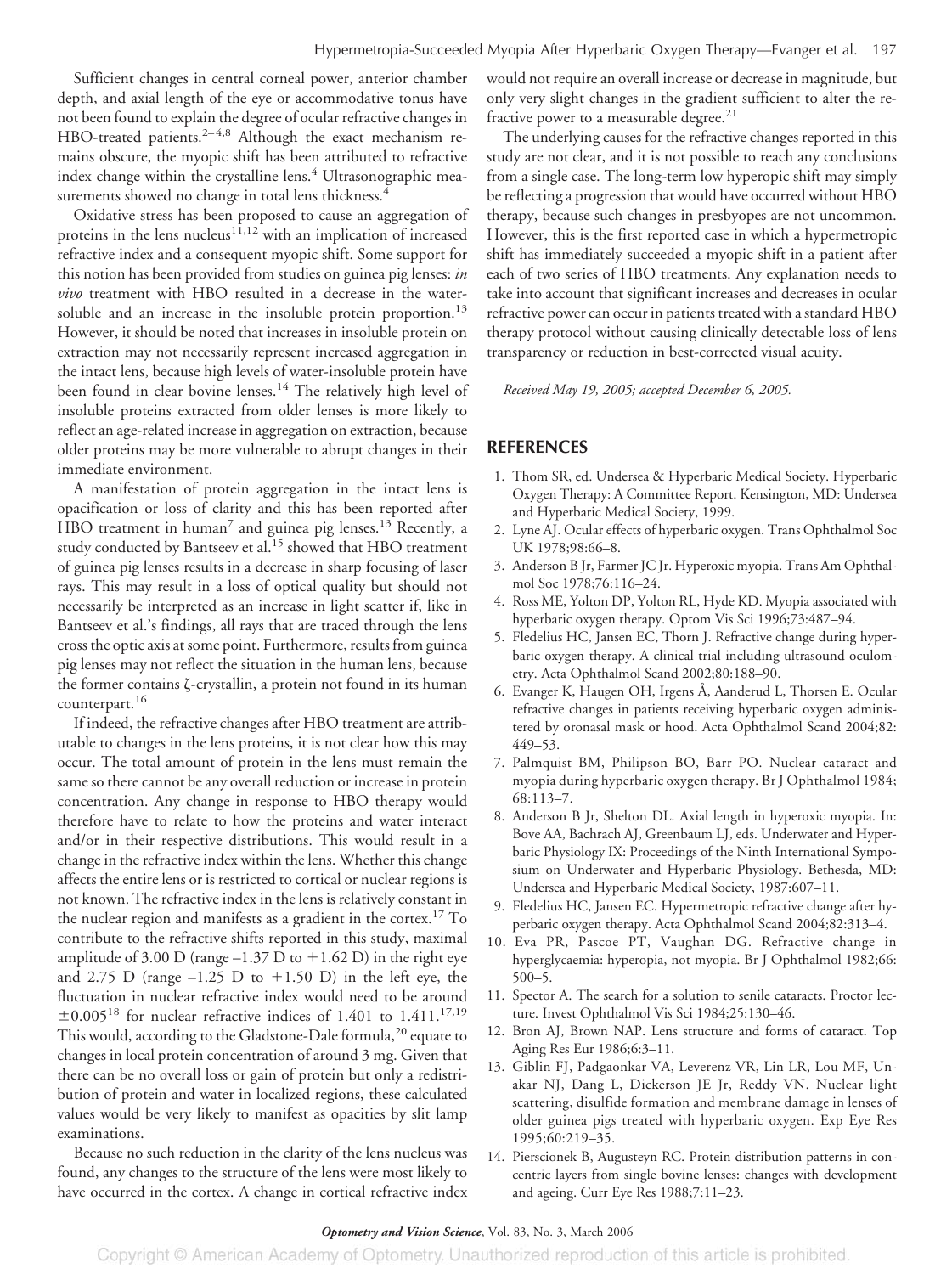Sufficient changes in central corneal power, anterior chamber depth, and axial length of the eye or accommodative tonus have not been found to explain the degree of ocular refractive changes in HBO-treated patients.[2–4,8] Although the exact mechanism remains obscure, the myopic shift has been attributed to refractive index change within the crystalline lens.[4] Ultrasonographic measurements showed no change in total lens thickness.[4]

Oxidative stress has been proposed to cause an aggregation of proteins in the lens nucleus[11,12] with an implication of increased refractive index and a consequent myopic shift. Some support for this notion has been provided from studies on guinea pig lenses: *in vivo* treatment with HBO resulted in a decrease in the water-soluble and an increase in the insoluble protein proportion.[13] However, it should be noted that increases in insoluble protein on extraction may not necessarily represent increased aggregation in the intact lens, because high levels of water-insoluble protein have been found in clear bovine lenses.[14] The relatively high level of insoluble proteins extracted from older lenses is more likely to reflect an age-related increase in aggregation on extraction, because older proteins may be more vulnerable to abrupt changes in their immediate environment.

A manifestation of protein aggregation in the intact lens is opacification or loss of clarity and this has been reported after HBO treatment in human[7] and guinea pig lenses.[13] Recently, a study conducted by Bantseev et al.[15] showed that HBO treatment of guinea pig lenses results in a decrease in sharp focusing of laser rays. This may result in a loss of optical quality but should not necessarily be interpreted as an increase in light scatter if, like in Bantseev et al.'s findings, all rays that are traced through the lens cross the optic axis at some point. Furthermore, results from guinea pig lenses may not reflect the situation in the human lens, because the former contains ζ-crystallin, a protein not found in its human counterpart.[16]

If indeed, the refractive changes after HBO treatment are attributable to changes in the lens proteins, it is not clear how this may occur. The total amount of protein in the lens must remain the same so there cannot be any overall reduction or increase in protein concentration. Any change in response to HBO therapy would therefore have to relate to how the proteins and water interact and/or in their respective distributions. This would result in a change in the refractive index within the lens. Whether this change affects the entire lens or is restricted to cortical or nuclear regions is not known. The refractive index in the lens is relatively constant in the nuclear region and manifests as a gradient in the cortex.[17] To contribute to the refractive shifts reported in this study, maximal amplitude of 3.00 D (range –1.37 D to +1.62 D) in the right eye and 2.75 D (range –1.25 D to +1.50 D) in the left eye, the fluctuation in nuclear refractive index would need to be around $\pm 0.005$[18] for nuclear refractive indices of 1.401 to 1.411.[17,19] This would, according to the Gladstone-Dale formula,[20] equate to changes in local protein concentration of around 3 mg. Given that there can be no overall loss or gain of protein but only a redistribution of protein and water in localized regions, these calculated values would be very likely to manifest as opacities by slit lamp examinations.

Because no such reduction in the clarity of the lens nucleus was found, any changes to the structure of the lens were most likely to have occurred in the cortex. A change in cortical refractive index would not require an overall increase or decrease in magnitude, but only very slight changes in the gradient sufficient to alter the refractive power to a measurable degree.[21]

The underlying causes for the refractive changes reported in this study are not clear, and it is not possible to reach any conclusions from a single case. The long-term low hyperopic shift may simply be reflecting a progression that would have occurred without HBO therapy, because such changes in presbyopes are not uncommon. However, this is the first reported case in which a hypermetropic shift has immediately succeeded a myopic shift in a patient after each of two series of HBO treatments. Any explanation needs to take into account that significant increases and decreases in ocular refractive power can occur in patients treated with a standard HBO therapy protocol without causing clinically detectable loss of lens transparency or reduction in best-corrected visual acuity.

*Received May 19, 2005; accepted December 6, 2005.*

## REFERENCES

1. Thom SR, ed. Undersea & Hyperbaric Medical Society. Hyperbaric Oxygen Therapy: A Committee Report. Kensington, MD: Undersea and Hyperbaric Medical Society, 1999.
2. Lyne AJ. Ocular effects of hyperbaric oxygen. Trans Ophthalmol Soc UK 1978;98:66–8.
3. Anderson B Jr, Farmer JC Jr. Hyperoxic myopia. Trans Am Ophthalmol Soc 1978;76:116–24.
4. Ross ME, Yolton DP, Yolton RL, Hyde KD. Myopia associated with hyperbaric oxygen therapy. Optom Vis Sci 1996;73:487–94.
5. Fledelius HC, Jansen EC, Thorn J. Refractive change during hyperbaric oxygen therapy. A clinical trial including ultrasound oculometry. Acta Ophthalmol Scand 2002;80:188–90.
6. Evanger K, Haugen OH, Irgens Å, Aanderud L, Thorsen E. Ocular refractive changes in patients receiving hyperbaric oxygen administered by oronasal mask or hood. Acta Ophthalmol Scand 2004;82: 449–53.
7. Palmquist BM, Philipson BO, Barr PO. Nuclear cataract and myopia during hyperbaric oxygen therapy. Br J Ophthalmol 1984; 68:113–7.
8. Anderson B Jr, Shelton DL. Axial length in hyperoxic myopia. In: Bove AA, Bachrach AJ, Greenbaum LJ, eds. Underwater and Hyperbaric Physiology IX: Proceedings of the Ninth International Symposium on Underwater and Hyperbaric Physiology. Bethesda, MD: Undersea and Hyperbaric Medical Society, 1987:607–11.
9. Fledelius HC, Jansen EC. Hypermetropic refractive change after hyperbaric oxygen therapy. Acta Ophthalmol Scand 2004;82:313–4.
10. Eva PR, Pascoe PT, Vaughan DG. Refractive change in hyperglycaemia: hyperopia, not myopia. Br J Ophthalmol 1982;66: 500–5.
11. Spector A. The search for a solution to senile cataracts. Proctor lecture. Invest Ophthalmol Vis Sci 1984;25:130–46.
12. Bron AJ, Brown NAP. Lens structure and forms of cataract. Top Aging Res Eur 1986;6:3–11.
13. Giblin FJ, Padgaonkar VA, Leverenz VR, Lin LR, Lou MF, Unakar NJ, Dang L, Dickerson JE Jr, Reddy VN. Nuclear light scattering, disulfide formation and membrane damage in lenses of older guinea pigs treated with hyperbaric oxygen. Exp Eye Res 1995;60:219–35.
14. Pierscionek B, Augusteyn RC. Protein distribution patterns in concentric layers from single bovine lenses: changes with development and ageing. Curr Eye Res 1988;7:11–23.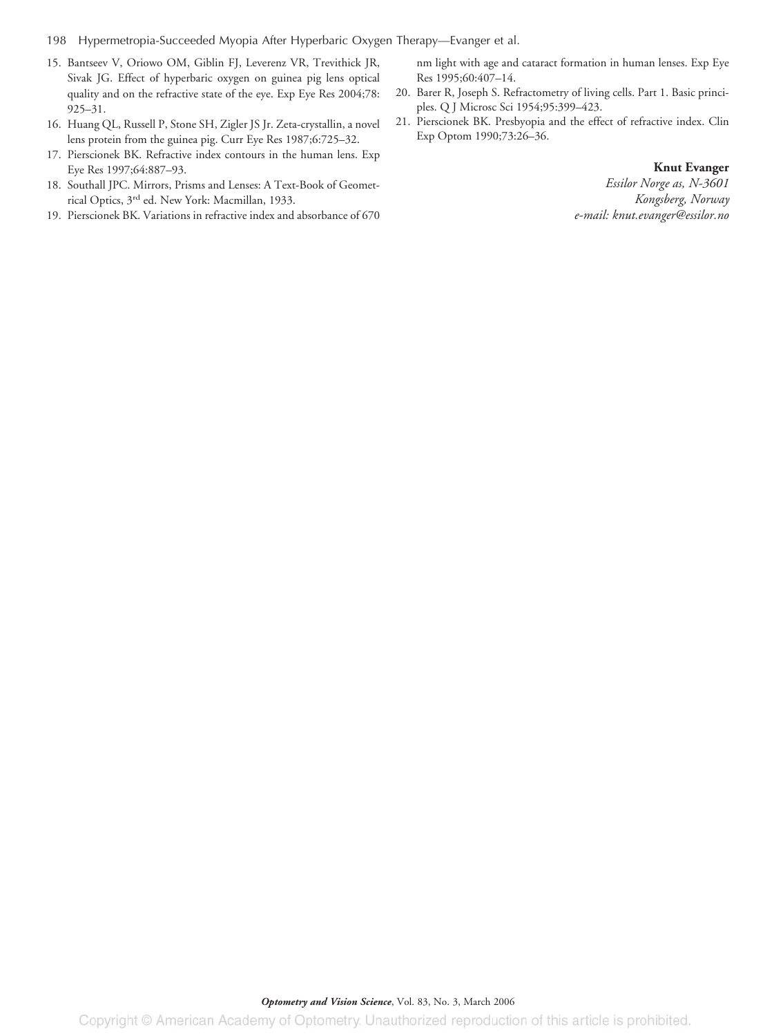15. Bantseev V, Oriowo OM, Giblin FJ, Leverenz VR, Trevithick JR, Sivak JG. Effect of hyperbaric oxygen on guinea pig lens optical quality and on the refractive state of the eye. Exp Eye Res 2004;78: 925–31.
16. Huang QL, Russell P, Stone SH, Zigler JS Jr. Zeta-crystallin, a novel lens protein from the guinea pig. Curr Eye Res 1987;6:725–32.
17. Pierscionek BK. Refractive index contours in the human lens. Exp Eye Res 1997;64:887–93.
18. Southall JPC. Mirrors, Prisms and Lenses: A Text-Book of Geometrical Optics, 3rd ed. New York: Macmillan, 1933.
19. Pierscionek BK. Variations in refractive index and absorbance of 670 nm light with age and cataract formation in human lenses. Exp Eye Res 1995;60:407–14.
20. Barer R, Joseph S. Refractometry of living cells. Part 1. Basic principles. Q J Microsc Sci 1954;95:399–423.
21. Pierscionek BK. Presbyopia and the effect of refractive index. Clin Exp Optom 1990;73:26–36.

**Knut Evanger**
*Essilor Norge as, N-3601*
*Kongsberg, Norway*
*e-mail: knut.evanger@essilor.no*